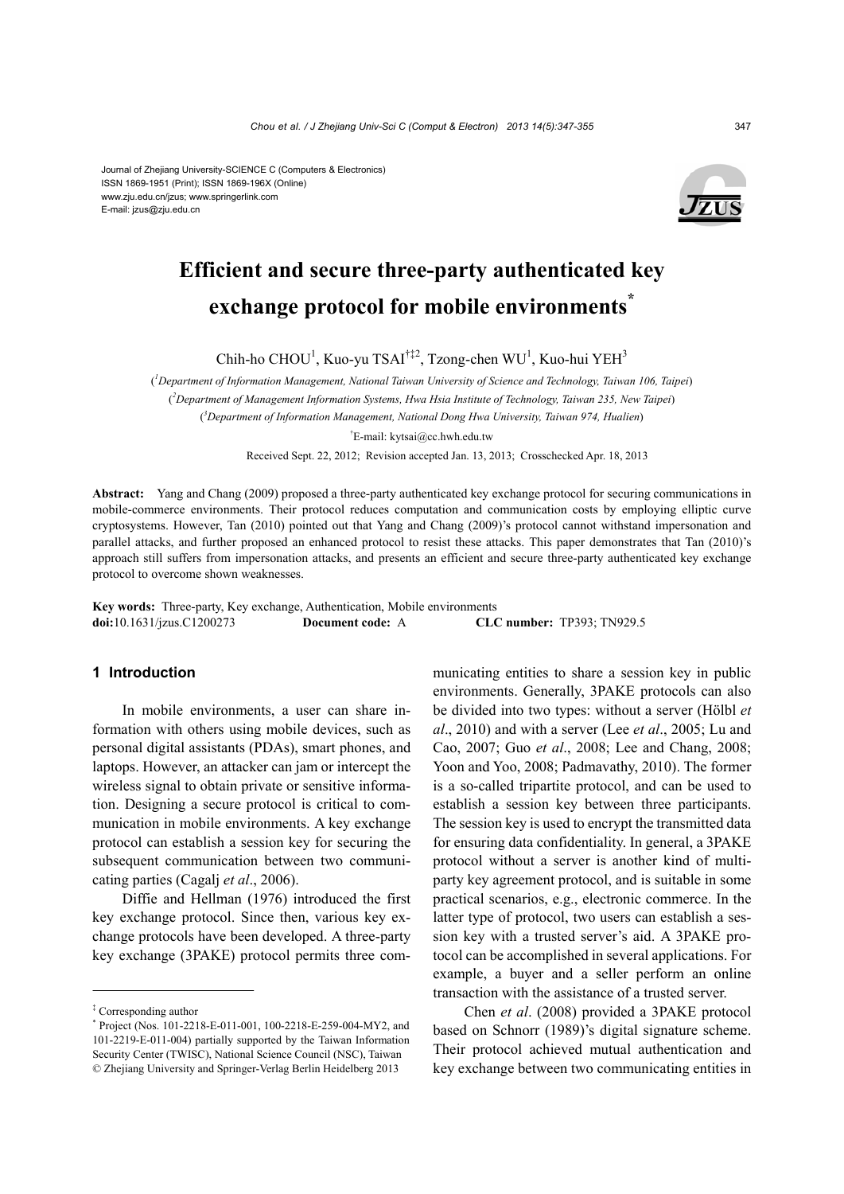Journal of Zhejiang University-SCIENCE C (Computers & Electronics)
ISSN 1869-1951 (Print); ISSN 1869-196X (Online)
www.zju.edu.cn/jzus; www.springerlink.com
E-mail: jzus@zju.edu.cn

# Efficient and secure three-party authenticated key exchange protocol for mobile environments*

Chih-ho CHOU[1], Kuo-yu TSAI[†‡2], Tzong-chen WU[1], Kuo-hui YEH[3]

([1]*Department of Information Management, National Taiwan University of Science and Technology, Taiwan 106, Taipei*)

([2]*Department of Management Information Systems, Hwa Hsia Institute of Technology, Taiwan 235, New Taipei*)

([3]*Department of Information Management, National Dong Hwa University, Taiwan 974, Hualien*)

[†]E-mail: kytsai@cc.hwh.edu.tw

Received Sept. 22, 2012; Revision accepted Jan. 13, 2013; Crosschecked Apr. 18, 2013

**Abstract:** Yang and Chang (2009) proposed a three-party authenticated key exchange protocol for securing communications in mobile-commerce environments. Their protocol reduces computation and communication costs by employing elliptic curve cryptosystems. However, Tan (2010) pointed out that Yang and Chang (2009)'s protocol cannot withstand impersonation and parallel attacks, and further proposed an enhanced protocol to resist these attacks. This paper demonstrates that Tan (2010)'s approach still suffers from impersonation attacks, and presents an efficient and secure three-party authenticated key exchange protocol to overcome shown weaknesses.

**Key words:** Three-party, Key exchange, Authentication, Mobile environments
**doi:**10.1631/jzus.C1200273 **Document code:** A **CLC number:** TP393; TN929.5

## 1 Introduction

In mobile environments, a user can share information with others using mobile devices, such as personal digital assistants (PDAs), smart phones, and laptops. However, an attacker can jam or intercept the wireless signal to obtain private or sensitive information. Designing a secure protocol is critical to communication in mobile environments. A key exchange protocol can establish a session key for securing the subsequent communication between two communicating parties (Cagalj *et al*., 2006).

Diffie and Hellman (1976) introduced the first key exchange protocol. Since then, various key exchange protocols have been developed. A three-party key exchange (3PAKE) protocol permits three communicating entities to share a session key in public environments. Generally, 3PAKE protocols can also be divided into two types: without a server (Hölbl *et al*., 2010) and with a server (Lee *et al*., 2005; Lu and Cao, 2007; Guo *et al*., 2008; Lee and Chang, 2008; Yoon and Yoo, 2008; Padmavathy, 2010). The former is a so-called tripartite protocol, and can be used to establish a session key between three participants. The session key is used to encrypt the transmitted data for ensuring data confidentiality. In general, a 3PAKE protocol without a server is another kind of multi-party key agreement protocol, and is suitable in some practical scenarios, e.g., electronic commerce. In the latter type of protocol, two users can establish a session key with a trusted server's aid. A 3PAKE protocol can be accomplished in several applications. For example, a buyer and a seller perform an online transaction with the assistance of a trusted server.

Chen *et al*. (2008) provided a 3PAKE protocol based on Schnorr (1989)'s digital signature scheme. Their protocol achieved mutual authentication and key exchange between two communicating entities in

---

‡ Corresponding author

\* Project (Nos. 101-2218-E-011-001, 100-2218-E-259-004-MY2, and 101-2219-E-011-004) partially supported by the Taiwan Information Security Center (TWISC), National Science Council (NSC), Taiwan

© Zhejiang University and Springer-Verlag Berlin Heidelberg 2013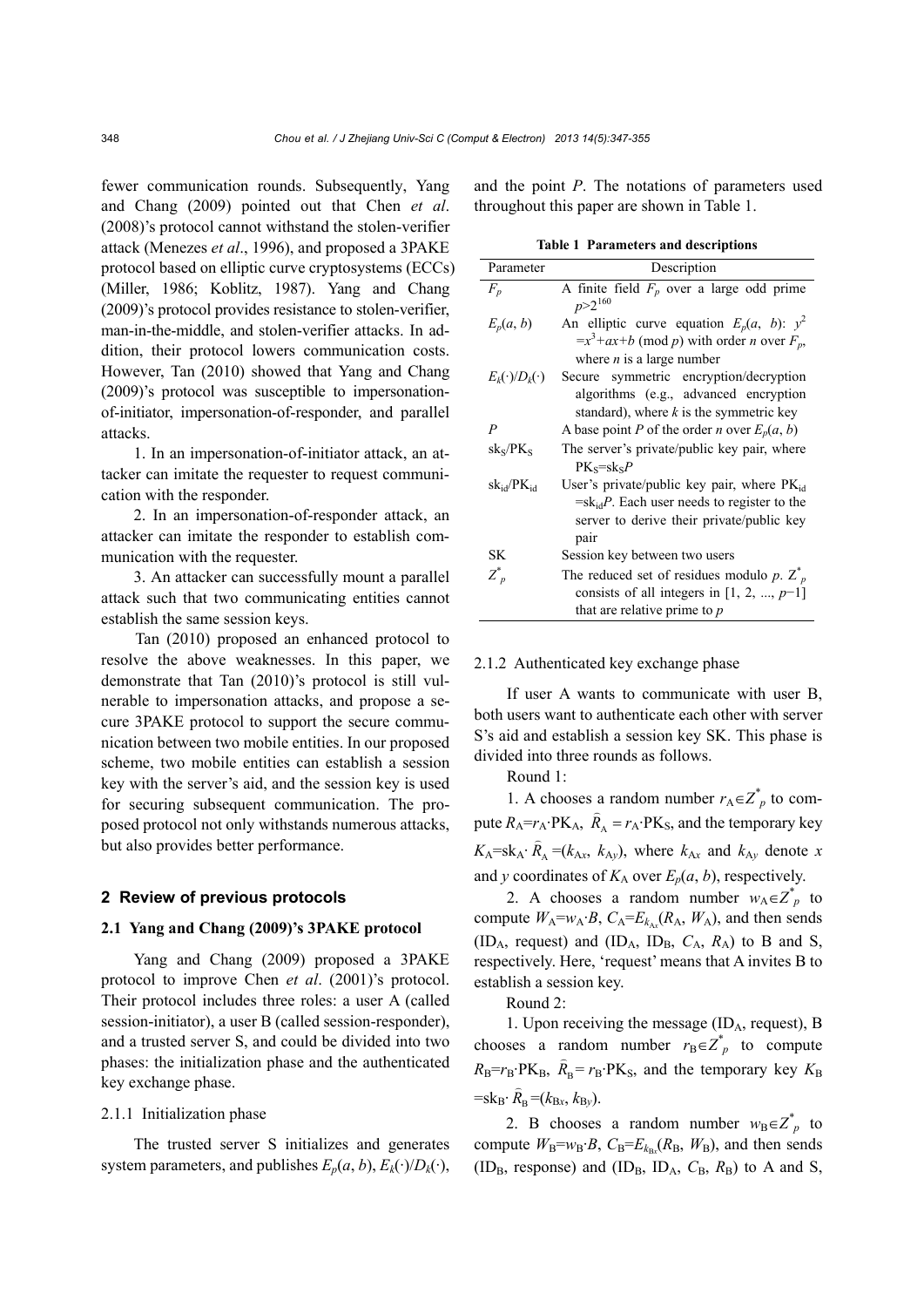fewer communication rounds. Subsequently, Yang and Chang (2009) pointed out that Chen *et al*. (2008)'s protocol cannot withstand the stolen-verifier attack (Menezes *et al*., 1996), and proposed a 3PAKE protocol based on elliptic curve cryptosystems (ECCs) (Miller, 1986; Koblitz, 1987). Yang and Chang (2009)'s protocol provides resistance to stolen-verifier, man-in-the-middle, and stolen-verifier attacks. In addition, their protocol lowers communication costs. However, Tan (2010) showed that Yang and Chang (2009)'s protocol was susceptible to impersonation-of-initiator, impersonation-of-responder, and parallel attacks.

1. In an impersonation-of-initiator attack, an attacker can imitate the requester to request communication with the responder.

2. In an impersonation-of-responder attack, an attacker can imitate the responder to establish communication with the requester.

3. An attacker can successfully mount a parallel attack such that two communicating entities cannot establish the same session keys.

Tan (2010) proposed an enhanced protocol to resolve the above weaknesses. In this paper, we demonstrate that Tan (2010)'s protocol is still vulnerable to impersonation attacks, and propose a secure 3PAKE protocol to support the secure communication between two mobile entities. In our proposed scheme, two mobile entities can establish a session key with the server's aid, and the session key is used for securing subsequent communication. The proposed protocol not only withstands numerous attacks, but also provides better performance.

## 2 Review of previous protocols

### 2.1 Yang and Chang (2009)'s 3PAKE protocol

Yang and Chang (2009) proposed a 3PAKE protocol to improve Chen *et al*. (2001)'s protocol. Their protocol includes three roles: a user A (called session-initiator), a user B (called session-responder), and a trusted server S, and could be divided into two phases: the initialization phase and the authenticated key exchange phase.

#### 2.1.1 Initialization phase

The trusted server S initializes and generates system parameters, and publishes $E_p(a, b)$, $E_k(\cdot)/D_k(\cdot)$, and the point $P$. The notations of parameters used throughout this paper are shown in Table 1.

**Table 1 Parameters and descriptions**

| Parameter | Description |
|---|---|
| $F_p$ | A finite field $F_p$ over a large odd prime $p>2^{160}$ |
| $E_p(a, b)$ | An elliptic curve equation $E_p(a, b)$: $y^2=x^3+ax+b \pmod p$ with order $n$ over $F_p$, where $n$ is a large number |
| $E_k(\cdot)/D_k(\cdot)$ | Secure symmetric encryption/decryption algorithms (e.g., advanced encryption standard), where $k$ is the symmetric key |
| $P$ | A base point $P$ of the order $n$ over $E_p(a, b)$ |
| $\text{sk}_\text{S}/\text{PK}_\text{S}$ | The server's private/public key pair, where $\text{PK}_\text{S}=\text{sk}_\text{S}P$ |
| $\text{sk}_\text{id}/\text{PK}_\text{id}$ | User's private/public key pair, where $\text{PK}_\text{id}=\text{sk}_\text{id}P$. Each user needs to register to the server to derive their private/public key pair |
| SK | Session key between two users |
| $Z^*_p$ | The reduced set of residues modulo $p$. $Z^*_p$ consists of all integers in [1, 2, ..., $p-1$] that are relative prime to $p$ |

#### 2.1.2 Authenticated key exchange phase

If user A wants to communicate with user B, both users want to authenticate each other with server S's aid and establish a session key SK. This phase is divided into three rounds as follows.

Round 1:

1. A chooses a random number $r_\text{A}\in Z^*_p$ to compute $R_\text{A}=r_\text{A}\cdot\text{PK}_\text{A}$, $\hat{R}_\text{A}=r_\text{A}\cdot\text{PK}_\text{S}$, and the temporary key $K_\text{A}=\text{sk}_\text{A}\cdot\hat{R}_\text{A}=(k_{\text{A}x}, k_{\text{A}y})$, where $k_{\text{A}x}$ and $k_{\text{A}y}$ denote $x$ and $y$ coordinates of $K_\text{A}$ over $E_p(a, b)$, respectively.

2. A chooses a random number $w_\text{A}\in Z^*_p$ to compute $W_\text{A}=w_\text{A}\cdot B$, $C_\text{A}=E_{k_{\text{A}x}}(R_\text{A}, W_\text{A})$, and then sends ($\text{ID}_\text{A}$, request) and ($\text{ID}_\text{A}$, $\text{ID}_\text{B}$, $C_\text{A}$, $R_\text{A}$) to B and S, respectively. Here, 'request' means that A invites B to establish a session key.

Round 2:

1. Upon receiving the message ($\text{ID}_\text{A}$, request), B chooses a random number $r_\text{B}\in Z^*_p$ to compute $R_\text{B}=r_\text{B}\cdot\text{PK}_\text{B}$, $\hat{R}_\text{B}=r_\text{B}\cdot\text{PK}_\text{S}$, and the temporary key $K_\text{B}=\text{sk}_\text{B}\cdot\hat{R}_\text{B}=(k_{\text{B}x}, k_{\text{B}y})$.

2. B chooses a random number $w_\text{B}\in Z^*_p$ to compute $W_\text{B}=w_\text{B}\cdot B$, $C_\text{B}=E_{k_{\text{B}x}}(R_\text{B}, W_\text{B})$, and then sends ($\text{ID}_\text{B}$, response) and ($\text{ID}_\text{B}$, $\text{ID}_\text{A}$, $C_\text{B}$, $R_\text{B}$) to A and S,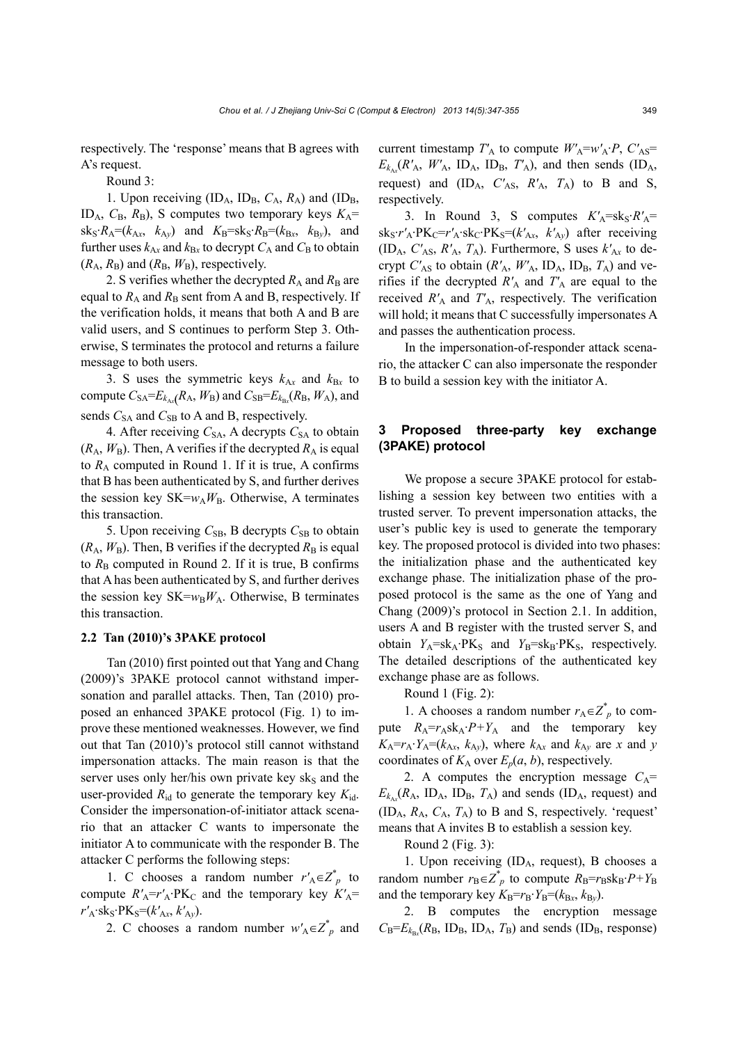respectively. The 'response' means that B agrees with A's request.

Round 3:

1. Upon receiving ($ID_A$, $ID_B$, $C_A$, $R_A$) and ($ID_B$, $ID_A$, $C_B$, $R_B$), S computes two temporary keys $K_A = sk_S \cdot R_A = (k_{Ax}, k_{Ay})$ and $K_B = sk_S \cdot R_B = (k_{Bx}, k_{By})$, and further uses $k_{Ax}$ and $k_{Bx}$ to decrypt $C_A$ and $C_B$ to obtain ($R_A$, $R_B$) and ($R_B$, $W_B$), respectively.

2. S verifies whether the decrypted $R_A$ and $R_B$ are equal to $R_A$ and $R_B$ sent from A and B, respectively. If the verification holds, it means that both A and B are valid users, and S continues to perform Step 3. Otherwise, S terminates the protocol and returns a failure message to both users.

3. S uses the symmetric keys $k_{Ax}$ and $k_{Bx}$ to compute $C_{SA} = E_{k_{Ax}}(R_A, W_B)$ and $C_{SB} = E_{k_{Bx}}(R_B, W_A)$, and sends $C_{SA}$ and $C_{SB}$ to A and B, respectively.

4. After receiving $C_{SA}$, A decrypts $C_{SA}$ to obtain ($R_A$, $W_B$). Then, A verifies if the decrypted $R_A$ is equal to $R_A$ computed in Round 1. If it is true, A confirms that B has been authenticated by S, and further derives the session key $SK = w_A W_B$. Otherwise, A terminates this transaction.

5. Upon receiving $C_{SB}$, B decrypts $C_{SB}$ to obtain ($R_A$, $W_B$). Then, B verifies if the decrypted $R_B$ is equal to $R_B$ computed in Round 2. If it is true, B confirms that A has been authenticated by S, and further derives the session key $SK = w_B W_A$. Otherwise, B terminates this transaction.

### 2.2 Tan (2010)'s 3PAKE protocol

Tan (2010) first pointed out that Yang and Chang (2009)'s 3PAKE protocol cannot withstand impersonation and parallel attacks. Then, Tan (2010) proposed an enhanced 3PAKE protocol (Fig. 1) to improve these mentioned weaknesses. However, we find out that Tan (2010)'s protocol still cannot withstand impersonation attacks. The main reason is that the server uses only her/his own private key $sk_S$ and the user-provided $R_{id}$ to generate the temporary key $K_{id}$. Consider the impersonation-of-initiator attack scenario that an attacker C wants to impersonate the initiator A to communicate with the responder B. The attacker C performs the following steps:

1. C chooses a random number $r'_A \in Z^*_p$ to compute $R'_A = r'_A \cdot PK_C$ and the temporary key $K'_A = r'_A \cdot sk_S \cdot PK_S = (k'_{Ax}, k'_{Ay})$.

2. C chooses a random number $w'_A \in Z^*_p$ and current timestamp $T'_A$ to compute $W'_A = w'_A \cdot P$, $C'_{AS} = E_{k_{Ax}}(R'_A, W'_A, ID_A, ID_B, T'_A)$, and then sends ($ID_A$, request) and ($ID_A$, $C'_{AS}$, $R'_A$, $T_A$) to B and S, respectively.

3. In Round 3, S computes $K'_A = sk_S \cdot R'_A = sk_S \cdot r'_A \cdot PK_C = r'_A \cdot sk_C \cdot PK_S = (k'_{Ax}, k'_{Ay})$ after receiving ($ID_A$, $C'_{AS}$, $R'_A$, $T_A$). Furthermore, S uses $k'_{Ax}$ to decrypt $C'_{AS}$ to obtain ($R'_A$, $W'_A$, $ID_A$, $ID_B$, $T_A$) and verifies if the decrypted $R'_A$ and $T'_A$ are equal to the received $R'_A$ and $T'_A$, respectively. The verification will hold; it means that C successfully impersonates A and passes the authentication process.

In the impersonation-of-responder attack scenario, the attacker C can also impersonate the responder B to build a session key with the initiator A.

## 3 Proposed three-party key exchange (3PAKE) protocol

We propose a secure 3PAKE protocol for establishing a session key between two entities with a trusted server. To prevent impersonation attacks, the user's public key is used to generate the temporary key. The proposed protocol is divided into two phases: the initialization phase and the authenticated key exchange phase. The initialization phase of the proposed protocol is the same as the one of Yang and Chang (2009)'s protocol in Section 2.1. In addition, users A and B register with the trusted server S, and obtain $Y_A = sk_A \cdot PK_S$ and $Y_B = sk_B \cdot PK_S$, respectively. The detailed descriptions of the authenticated key exchange phase are as follows.

Round 1 (Fig. 2):

1. A chooses a random number $r_A \in Z^*_p$ to compute $R_A = r_A sk_A \cdot P + Y_A$ and the temporary key $K_A = r_A \cdot Y_A = (k_{Ax}, k_{Ay})$, where $k_{Ax}$ and $k_{Ay}$ are $x$ and $y$ coordinates of $K_A$ over $E_p(a, b)$, respectively.

2. A computes the encryption message $C_A = E_{k_{Ax}}(R_A, ID_A, ID_B, T_A)$ and sends ($ID_A$, request) and ($ID_A$, $R_A$, $C_A$, $T_A$) to B and S, respectively. 'request' means that A invites B to establish a session key.

Round 2 (Fig. 3):

1. Upon receiving ($ID_A$, request), B chooses a random number $r_B \in Z^*_p$ to compute $R_B = r_B sk_B \cdot P + Y_B$ and the temporary key $K_B = r_B \cdot Y_B = (k_{Bx}, k_{By})$.

2. B computes the encryption message $C_B = E_{k_{Bx}}(R_B, ID_B, ID_A, T_B)$ and sends ($ID_B$, response)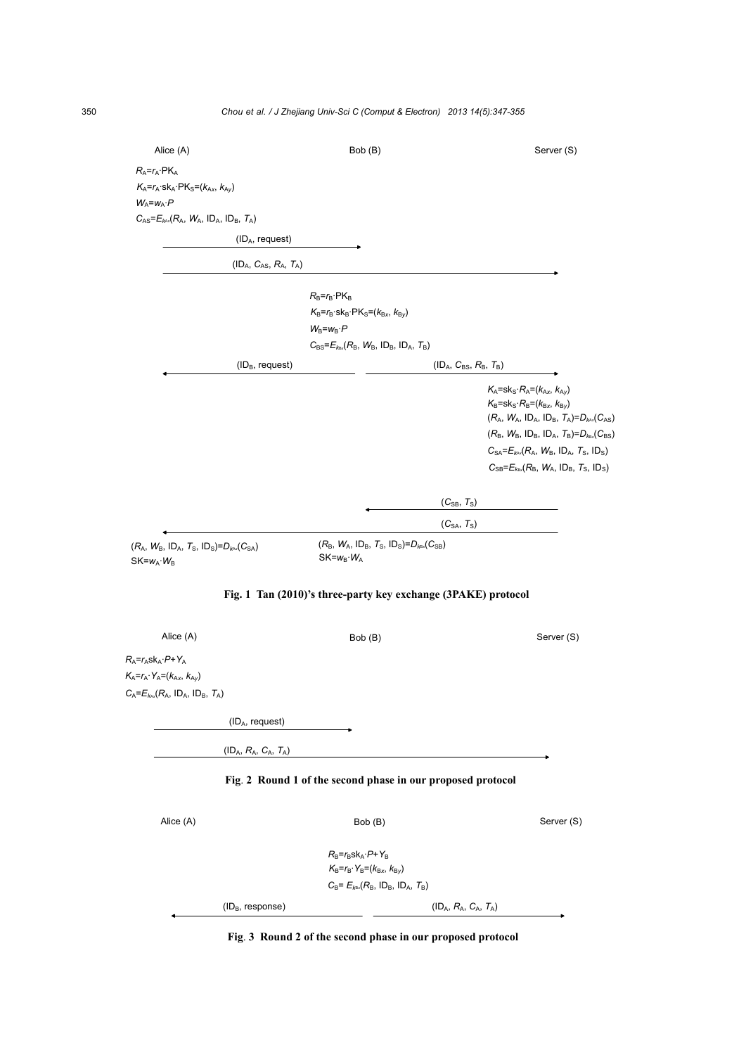Alice (A) | Bob (B) | Server (S)

$R_A = r_A \cdot PK_A$

$K_A = r_A \cdot sk_A \cdot PK_S = (k_{Ax}, k_{Ay})$

$W_A = w_A \cdot P$

$C_{AS} = E_{k_{Ax}}(R_A, W_A, ID_A, ID_B, T_A)$

A → B: $(ID_A, \text{request})$

A → S: $(ID_A, C_{AS}, R_A, T_A)$

$R_B = r_B \cdot PK_B$

$K_B = r_B \cdot sk_B \cdot PK_S = (k_{Bx}, k_{By})$

$W_B = w_B \cdot P$

$C_{BS} = E_{k_{Bx}}(R_B, W_B, ID_B, ID_A, T_B)$

B → A: $(ID_B, \text{request})$

B → S: $(ID_A, C_{BS}, R_B, T_B)$

$K_A = sk_S \cdot R_A = (k_{Ax}, k_{Ay})$

$K_B = sk_S \cdot R_B = (k_{Bx}, k_{By})$

$(R_A, W_A, ID_A, ID_B, T_A) = D_{k_{Ax}}(C_{AS})$

$(R_B, W_B, ID_B, ID_A, T_B) = D_{k_{Bx}}(C_{BS})$

$C_{SA} = E_{k_{Ax}}(R_A, W_B, ID_A, T_S, ID_S)$

$C_{SB} = E_{k_{Bx}}(R_B, W_A, ID_B, T_S, ID_S)$

S → B: $(C_{SB}, T_S)$

S → A: $(C_{SA}, T_S)$

A: $(R_A, W_B, ID_A, T_S, ID_S) = D_{k_{Ax}}(C_{SA})$, $SK = w_A \cdot W_B$

B: $(R_B, W_A, ID_B, T_S, ID_S) = D_{k_{Bx}}(C_{SB})$, $SK = w_B \cdot W_A$

**Fig. 1 Tan (2010)'s three-party key exchange (3PAKE) protocol**

Alice (A) | Bob (B) | Server (S)

$R_A = r_A sk_A \cdot P + Y_A$

$K_A = r_A \cdot Y_A = (k_{Ax}, k_{Ay})$

$C_A = E_{k_{Ax}}(R_A, ID_A, ID_B, T_A)$

A → B: $(ID_A, \text{request})$

A → S: $(ID_A, R_A, C_A, T_A)$

**Fig. 2 Round 1 of the second phase in our proposed protocol**

Alice (A) | Bob (B) | Server (S)

$R_B = r_B sk_A \cdot P + Y_B$

$K_B = r_B \cdot Y_B = (k_{Bx}, k_{By})$

$C_B = E_{k_{Bx}}(R_B, ID_B, ID_A, T_B)$

B → A: $(ID_B, \text{response})$

B → S: $(ID_A, R_A, C_A, T_A)$

**Fig. 3 Round 2 of the second phase in our proposed protocol**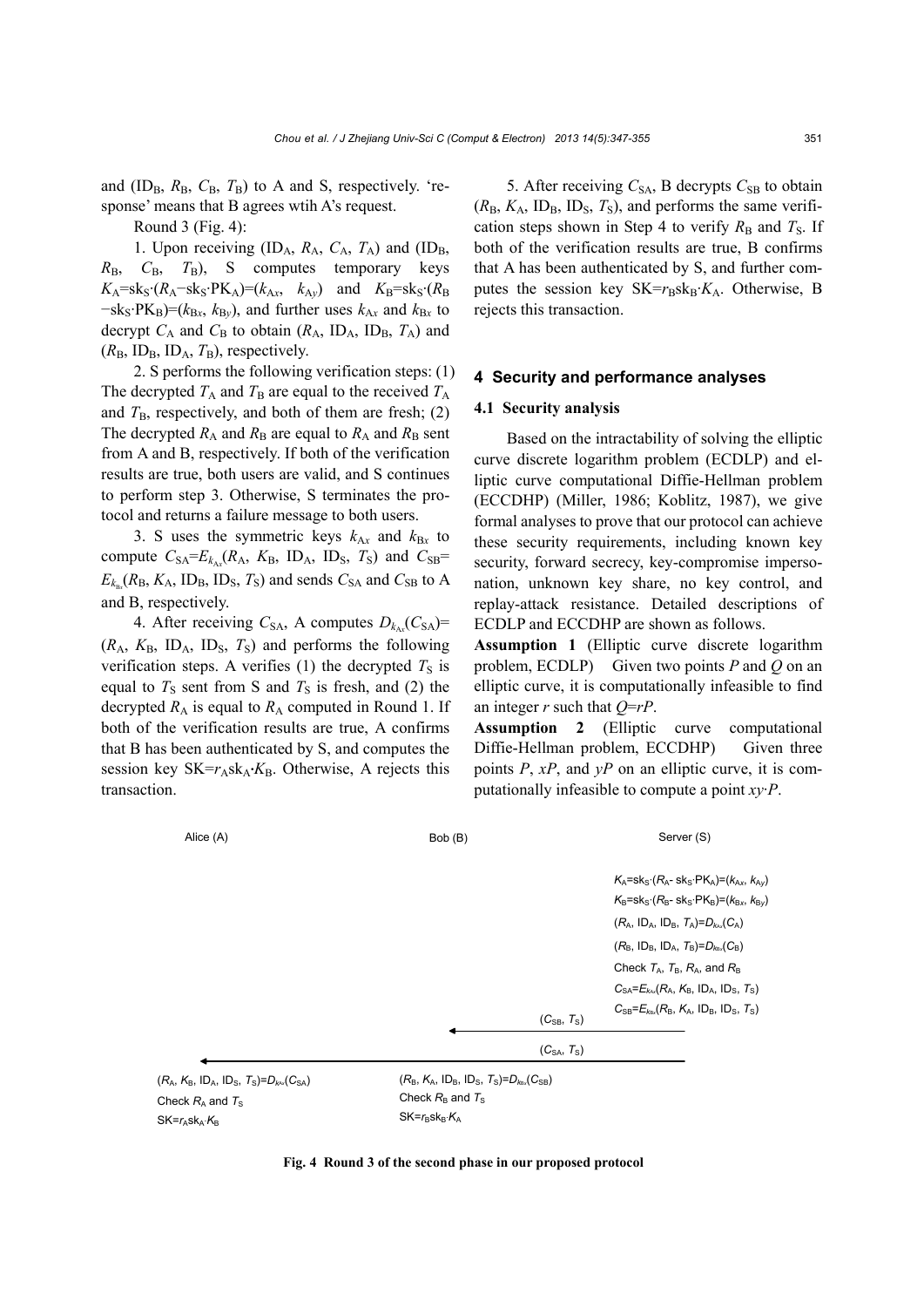and ($ID_B$, $R_B$, $C_B$, $T_B$) to A and S, respectively. 'response' means that B agrees wtih A's request.

Round 3 (Fig. 4):

1. Upon receiving ($ID_A$, $R_A$, $C_A$, $T_A$) and ($ID_B$, $R_B$, $C_B$, $T_B$), S computes temporary keys $K_A=sk_S\cdot(R_A-sk_S\cdot PK_A)=(k_{Ax}, k_{Ay})$ and $K_B=sk_S\cdot(R_B-sk_S\cdot PK_B)=(k_{Bx}, k_{By})$, and further uses $k_{Ax}$ and $k_{Bx}$ to decrypt $C_A$ and $C_B$ to obtain ($R_A$, $ID_A$, $ID_B$, $T_A$) and ($R_B$, $ID_B$, $ID_A$, $T_B$), respectively.

2. S performs the following verification steps: (1) The decrypted $T_A$ and $T_B$ are equal to the received $T_A$ and $T_B$, respectively, and both of them are fresh; (2) The decrypted $R_A$ and $R_B$ are equal to $R_A$ and $R_B$ sent from A and B, respectively. If both of the verification results are true, both users are valid, and S continues to perform step 3. Otherwise, S terminates the protocol and returns a failure message to both users.

3. S uses the symmetric keys $k_{Ax}$ and $k_{Bx}$ to compute $C_{SA}=E_{k_{Ax}}(R_A, K_B, ID_A, ID_S, T_S)$ and $C_{SB}=E_{k_{Bx}}(R_B, K_A, ID_B, ID_S, T_S)$ and sends $C_{SA}$ and $C_{SB}$ to A and B, respectively.

4. After receiving $C_{SA}$, A computes $D_{k_{Ax}}(C_{SA})=(R_A, K_B, ID_A, ID_S, T_S)$ and performs the following verification steps. A verifies (1) the decrypted $T_S$ is equal to $T_S$ sent from S and $T_S$ is fresh, and (2) the decrypted $R_A$ is equal to $R_A$ computed in Round 1. If both of the verification results are true, A confirms that B has been authenticated by S, and computes the session key $SK=r_A sk_A\cdot K_B$. Otherwise, A rejects this transaction.

5. After receiving $C_{SA}$, B decrypts $C_{SB}$ to obtain ($R_B$, $K_A$, $ID_B$, $ID_S$, $T_S$), and performs the same verification steps shown in Step 4 to verify $R_B$ and $T_S$. If both of the verification results are true, B confirms that A has been authenticated by S, and further computes the session key $SK=r_B sk_B\cdot K_A$. Otherwise, B rejects this transaction.

## 4 Security and performance analyses

### 4.1 Security analysis

Based on the intractability of solving the elliptic curve discrete logarithm problem (ECDLP) and elliptic curve computational Diffie-Hellman problem (ECCDHP) (Miller, 1986; Koblitz, 1987), we give formal analyses to prove that our protocol can achieve these security requirements, including known key security, forward secrecy, key-compromise impersonation, unknown key share, no key control, and replay-attack resistance. Detailed descriptions of ECDLP and ECCDHP are shown as follows.

**Assumption 1** (Elliptic curve discrete logarithm problem, ECDLP) Given two points $P$ and $Q$ on an elliptic curve, it is computationally infeasible to find an integer $r$ such that $Q=rP$.

**Assumption 2** (Elliptic curve computational Diffie-Hellman problem, ECCDHP) Given three points $P$, $xP$, and $yP$ on an elliptic curve, it is computationally infeasible to compute a point $xy\cdot P$.

Alice (A) — Bob (B) — Server (S)

Server (S):
$K_A=sk_S\cdot(R_A-sk_S\cdot PK_A)=(k_{Ax}, k_{Ay})$
$K_B=sk_S\cdot(R_B-sk_S\cdot PK_B)=(k_{Bx}, k_{By})$
$(R_A, ID_A, ID_B, T_A)=D_{k_{Ax}}(C_A)$
$(R_B, ID_B, ID_A, T_B)=D_{k_{Bx}}(C_B)$
Check $T_A$, $T_B$, $R_A$, and $R_B$
$C_{SA}=E_{k_{Ax}}(R_A, K_B, ID_A, ID_S, T_S)$
$C_{SB}=E_{k_{Bx}}(R_B, K_A, ID_B, ID_S, T_S)$

S → B: ($C_{SB}$, $T_S$)
S → A: ($C_{SA}$, $T_S$)

Alice (A):
$(R_A, K_B, ID_A, ID_S, T_S)=D_{k_{Ax}}(C_{SA})$
Check $R_A$ and $T_S$
$SK=r_A sk_A\cdot K_B$

Bob (B):
$(R_B, K_A, ID_B, ID_S, T_S)=D_{k_{Bx}}(C_{SB})$
Check $R_B$ and $T_S$
$SK=r_B sk_B\cdot K_A$

**Fig. 4 Round 3 of the second phase in our proposed protocol**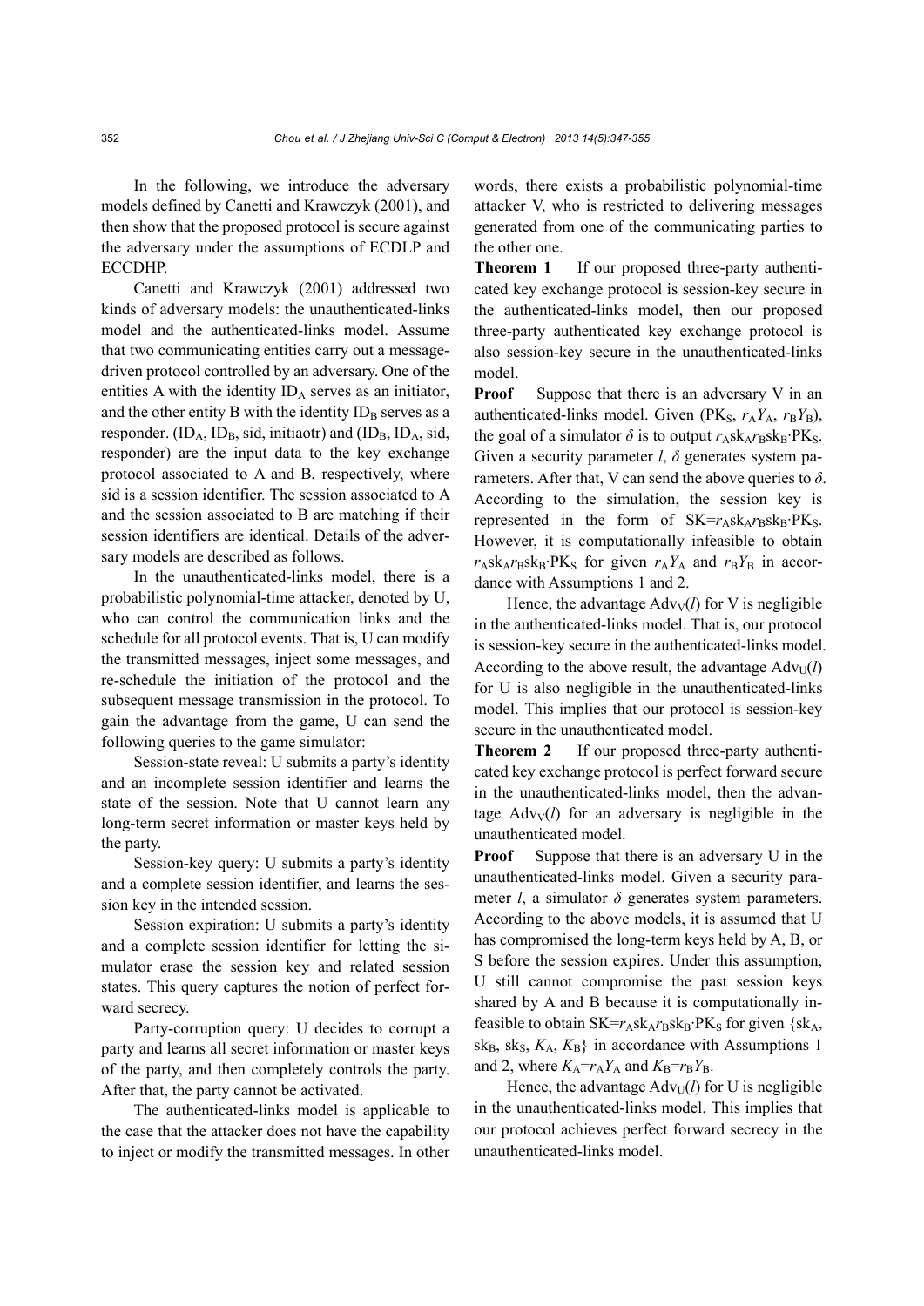In the following, we introduce the adversary models defined by Canetti and Krawczyk (2001), and then show that the proposed protocol is secure against the adversary under the assumptions of ECDLP and ECCDHP.

Canetti and Krawczyk (2001) addressed two kinds of adversary models: the unauthenticated-links model and the authenticated-links model. Assume that two communicating entities carry out a message-driven protocol controlled by an adversary. One of the entities A with the identity $ID_A$ serves as an initiator, and the other entity B with the identity $ID_B$ serves as a responder. ($ID_A$, $ID_B$, sid, initiaotr) and ($ID_B$, $ID_A$, sid, responder) are the input data to the key exchange protocol associated to A and B, respectively, where sid is a session identifier. The session associated to A and the session associated to B are matching if their session identifiers are identical. Details of the adversary models are described as follows.

In the unauthenticated-links model, there is a probabilistic polynomial-time attacker, denoted by U, who can control the communication links and the schedule for all protocol events. That is, U can modify the transmitted messages, inject some messages, and re-schedule the initiation of the protocol and the subsequent message transmission in the protocol. To gain the advantage from the game, U can send the following queries to the game simulator:

Session-state reveal: U submits a party's identity and an incomplete session identifier and learns the state of the session. Note that U cannot learn any long-term secret information or master keys held by the party.

Session-key query: U submits a party's identity and a complete session identifier, and learns the session key in the intended session.

Session expiration: U submits a party's identity and a complete session identifier for letting the simulator erase the session key and related session states. This query captures the notion of perfect forward secrecy.

Party-corruption query: U decides to corrupt a party and learns all secret information or master keys of the party, and then completely controls the party. After that, the party cannot be activated.

The authenticated-links model is applicable to the case that the attacker does not have the capability to inject or modify the transmitted messages. In other words, there exists a probabilistic polynomial-time attacker V, who is restricted to delivering messages generated from one of the communicating parties to the other one.

**Theorem 1** If our proposed three-party authenticated key exchange protocol is session-key secure in the authenticated-links model, then our proposed three-party authenticated key exchange protocol is also session-key secure in the unauthenticated-links model.

**Proof** Suppose that there is an adversary V in an authenticated-links model. Given ($PK_S$, $r_AY_A$, $r_BY_B$), the goal of a simulator $\delta$ is to output $r_Ask_Ar_Bsk_B \cdot PK_S$. Given a security parameter $l$, $\delta$ generates system parameters. After that, V can send the above queries to $\delta$. According to the simulation, the session key is represented in the form of $SK=r_Ask_Ar_Bsk_B \cdot PK_S$. However, it is computationally infeasible to obtain $r_Ask_Ar_Bsk_B \cdot PK_S$ for given $r_AY_A$ and $r_BY_B$ in accordance with Assumptions 1 and 2.

Hence, the advantage $Adv_V(l)$ for V is negligible in the authenticated-links model. That is, our protocol is session-key secure in the authenticated-links model. According to the above result, the advantage $Adv_U(l)$ for U is also negligible in the unauthenticated-links model. This implies that our protocol is session-key secure in the unauthenticated model.

**Theorem 2** If our proposed three-party authenticated key exchange protocol is perfect forward secure in the unauthenticated-links model, then the advantage $Adv_V(l)$ for an adversary is negligible in the unauthenticated model.

**Proof** Suppose that there is an adversary U in the unauthenticated-links model. Given a security parameter $l$, a simulator $\delta$ generates system parameters. According to the above models, it is assumed that U has compromised the long-term keys held by A, B, or S before the session expires. Under this assumption, U still cannot compromise the past session keys shared by A and B because it is computationally infeasible to obtain $SK=r_Ask_Ar_Bsk_B \cdot PK_S$ for given $\{sk_A, sk_B, sk_S, K_A, K_B\}$ in accordance with Assumptions 1 and 2, where $K_A=r_AY_A$ and $K_B=r_BY_B$.

Hence, the advantage $Adv_U(l)$ for U is negligible in the unauthenticated-links model. This implies that our protocol achieves perfect forward secrecy in the unauthenticated-links model.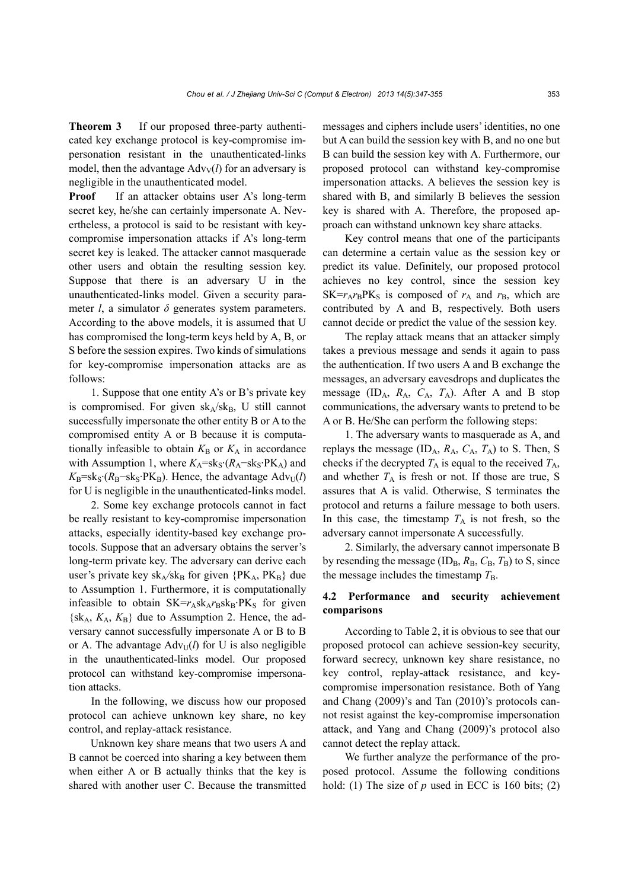**Theorem 3** If our proposed three-party authenticated key exchange protocol is key-compromise impersonation resistant in the unauthenticated-links model, then the advantage $\mathrm{Adv}_V(l)$ for an adversary is negligible in the unauthenticated model.

**Proof** If an attacker obtains user A's long-term secret key, he/she can certainly impersonate A. Nevertheless, a protocol is said to be resistant with key-compromise impersonation attacks if A's long-term secret key is leaked. The attacker cannot masquerade other users and obtain the resulting session key. Suppose that there is an adversary U in the unauthenticated-links model. Given a security parameter $l$, a simulator $\delta$ generates system parameters. According to the above models, it is assumed that U has compromised the long-term keys held by A, B, or S before the session expires. Two kinds of simulations for key-compromise impersonation attacks are as follows:

1. Suppose that one entity A's or B's private key is compromised. For given $\mathrm{sk}_A/\mathrm{sk}_B$, U still cannot successfully impersonate the other entity B or A to the compromised entity A or B because it is computationally infeasible to obtain $K_B$ or $K_A$ in accordance with Assumption 1, where $K_A=\mathrm{sk}_S\cdot(R_A-\mathrm{sk}_S\cdot\mathrm{PK}_A)$ and $K_B=\mathrm{sk}_S\cdot(R_B-\mathrm{sk}_S\cdot\mathrm{PK}_B)$. Hence, the advantage $\mathrm{Adv}_U(l)$ for U is negligible in the unauthenticated-links model.

2. Some key exchange protocols cannot in fact be really resistant to key-compromise impersonation attacks, especially identity-based key exchange protocols. Suppose that an adversary obtains the server's long-term private key. The adversary can derive each user's private key $\mathrm{sk}_A/\mathrm{sk}_B$ for given $\{\mathrm{PK}_A, \mathrm{PK}_B\}$ due to Assumption 1. Furthermore, it is computationally infeasible to obtain $\mathrm{SK}=r_A\mathrm{sk}_A r_B\mathrm{sk}_B\cdot\mathrm{PK}_S$ for given $\{\mathrm{sk}_A, K_A, K_B\}$ due to Assumption 2. Hence, the adversary cannot successfully impersonate A or B to B or A. The advantage $\mathrm{Adv}_U(l)$ for U is also negligible in the unauthenticated-links model. Our proposed protocol can withstand key-compromise impersonation attacks.

In the following, we discuss how our proposed protocol can achieve unknown key share, no key control, and replay-attack resistance.

Unknown key share means that two users A and B cannot be coerced into sharing a key between them when either A or B actually thinks that the key is shared with another user C. Because the transmitted messages and ciphers include users' identities, no one but A can build the session key with B, and no one but B can build the session key with A. Furthermore, our proposed protocol can withstand key-compromise impersonation attacks. A believes the session key is shared with B, and similarly B believes the session key is shared with A. Therefore, the proposed approach can withstand unknown key share attacks.

Key control means that one of the participants can determine a certain value as the session key or predict its value. Definitely, our proposed protocol achieves no key control, since the session key $\mathrm{SK}=r_A r_B\mathrm{PK}_S$ is composed of $r_A$ and $r_B$, which are contributed by A and B, respectively. Both users cannot decide or predict the value of the session key.

The replay attack means that an attacker simply takes a previous message and sends it again to pass the authentication. If two users A and B exchange the messages, an adversary eavesdrops and duplicates the message ($\mathrm{ID}_A$, $R_A$, $C_A$, $T_A$). After A and B stop communications, the adversary wants to pretend to be A or B. He/She can perform the following steps:

1. The adversary wants to masquerade as A, and replays the message ($\mathrm{ID}_A$, $R_A$, $C_A$, $T_A$) to S. Then, S checks if the decrypted $T_A$ is equal to the received $T_A$, and whether $T_A$ is fresh or not. If those are true, S assures that A is valid. Otherwise, S terminates the protocol and returns a failure message to both users. In this case, the timestamp $T_A$ is not fresh, so the adversary cannot impersonate A successfully.

2. Similarly, the adversary cannot impersonate B by resending the message ($\mathrm{ID}_B$, $R_B$, $C_B$, $T_B$) to S, since the message includes the timestamp $T_B$.

### 4.2 Performance and security achievement comparisons

According to Table 2, it is obvious to see that our proposed protocol can achieve session-key security, forward secrecy, unknown key share resistance, no key control, replay-attack resistance, and key-compromise impersonation resistance. Both of Yang and Chang (2009)'s and Tan (2010)'s protocols cannot resist against the key-compromise impersonation attack, and Yang and Chang (2009)'s protocol also cannot detect the replay attack.

We further analyze the performance of the proposed protocol. Assume the following conditions hold: (1) The size of $p$ used in ECC is 160 bits; (2)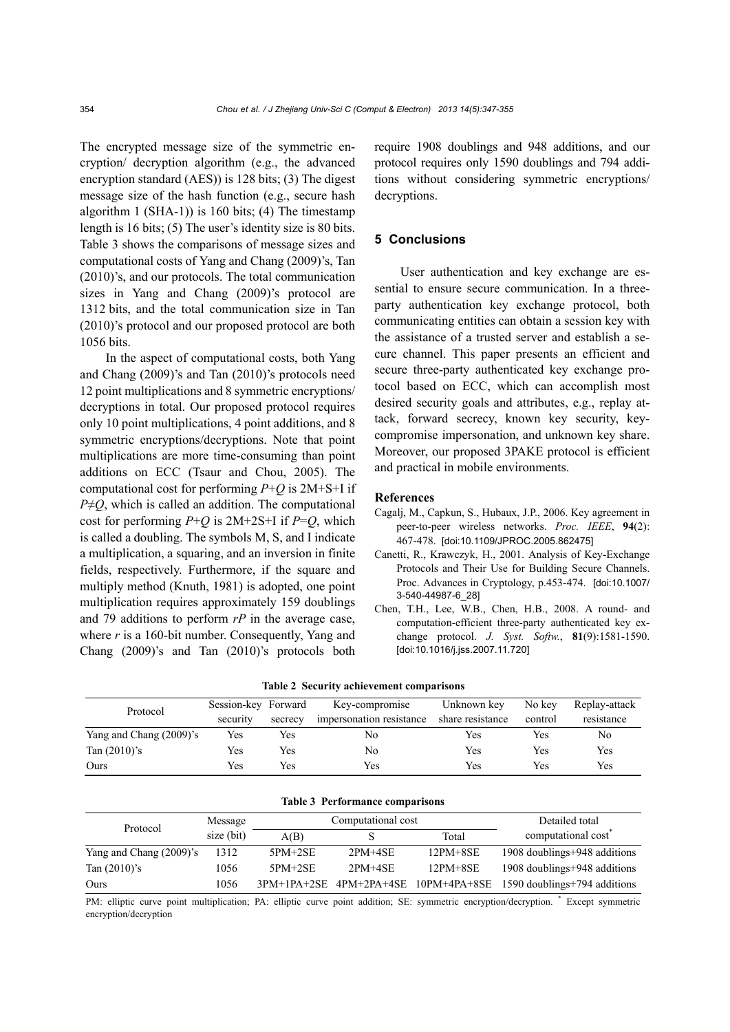The encrypted message size of the symmetric encryption/ decryption algorithm (e.g., the advanced encryption standard (AES)) is 128 bits; (3) The digest message size of the hash function (e.g., secure hash algorithm 1 (SHA-1)) is 160 bits; (4) The timestamp length is 16 bits; (5) The user's identity size is 80 bits. Table 3 shows the comparisons of message sizes and computational costs of Yang and Chang (2009)'s, Tan (2010)'s, and our protocols. The total communication sizes in Yang and Chang (2009)'s protocol are 1312 bits, and the total communication size in Tan (2010)'s protocol and our proposed protocol are both 1056 bits.

In the aspect of computational costs, both Yang and Chang (2009)'s and Tan (2010)'s protocols need 12 point multiplications and 8 symmetric encryptions/ decryptions in total. Our proposed protocol requires only 10 point multiplications, 4 point additions, and 8 symmetric encryptions/decryptions. Note that point multiplications are more time-consuming than point additions on ECC (Tsaur and Chou, 2005). The computational cost for performing $P+Q$ is 2M+S+I if $P \neq Q$, which is called an addition. The computational cost for performing $P+Q$ is 2M+2S+I if $P=Q$, which is called a doubling. The symbols M, S, and I indicate a multiplication, a squaring, and an inversion in finite fields, respectively. Furthermore, if the square and multiply method (Knuth, 1981) is adopted, one point multiplication requires approximately 159 doublings and 79 additions to perform $rP$ in the average case, where $r$ is a 160-bit number. Consequently, Yang and Chang (2009)'s and Tan (2010)'s protocols both require 1908 doublings and 948 additions, and our protocol requires only 1590 doublings and 794 additions without considering symmetric encryptions/ decryptions.

## 5 Conclusions

User authentication and key exchange are essential to ensure secure communication. In a three-party authentication key exchange protocol, both communicating entities can obtain a session key with the assistance of a trusted server and establish a secure channel. This paper presents an efficient and secure three-party authenticated key exchange protocol based on ECC, which can accomplish most desired security goals and attributes, e.g., replay attack, forward secrecy, known key security, key-compromise impersonation, and unknown key share. Moreover, our proposed 3PAKE protocol is efficient and practical in mobile environments.

### References

Cagalj, M., Capkun, S., Hubaux, J.P., 2006. Key agreement in peer-to-peer wireless networks. *Proc. IEEE*, **94**(2): 467-478. [doi:10.1109/JPROC.2005.862475]

Canetti, R., Krawczyk, H., 2001. Analysis of Key-Exchange Protocols and Their Use for Building Secure Channels. Proc. Advances in Cryptology, p.453-474. [doi:10.1007/3-540-44987-6_28]

Chen, T.H., Lee, W.B., Chen, H.B., 2008. A round- and computation-efficient three-party authenticated key exchange protocol. *J. Syst. Softw.*, **81**(9):1581-1590. [doi:10.1016/j.jss.2007.11.720]

**Table 2 Security achievement comparisons**

| Protocol | Session-key security | Forward secrecy | Key-compromise impersonation resistance | Unknown key share resistance | No key control | Replay-attack resistance |
|---|---|---|---|---|---|---|
| Yang and Chang (2009)'s | Yes | Yes | No | Yes | Yes | No |
| Tan (2010)'s | Yes | Yes | No | Yes | Yes | Yes |
| Ours | Yes | Yes | Yes | Yes | Yes | Yes |

**Table 3 Performance comparisons**

| Protocol | Message size (bit) | Computational cost | | | Detailed total computational cost* |
|---|---|---|---|---|---|
| | | A(B) | S | Total | |
| Yang and Chang (2009)'s | 1312 | 5PM+2SE | 2PM+4SE | 12PM+8SE | 1908 doublings+948 additions |
| Tan (2010)'s | 1056 | 5PM+2SE | 2PM+4SE | 12PM+8SE | 1908 doublings+948 additions |
| Ours | 1056 | 3PM+1PA+2SE | 4PM+2PA+4SE | 10PM+4PA+8SE | 1590 doublings+794 additions |

PM: elliptic curve point multiplication; PA: elliptic curve point addition; SE: symmetric encryption/decryption. * Except symmetric encryption/decryption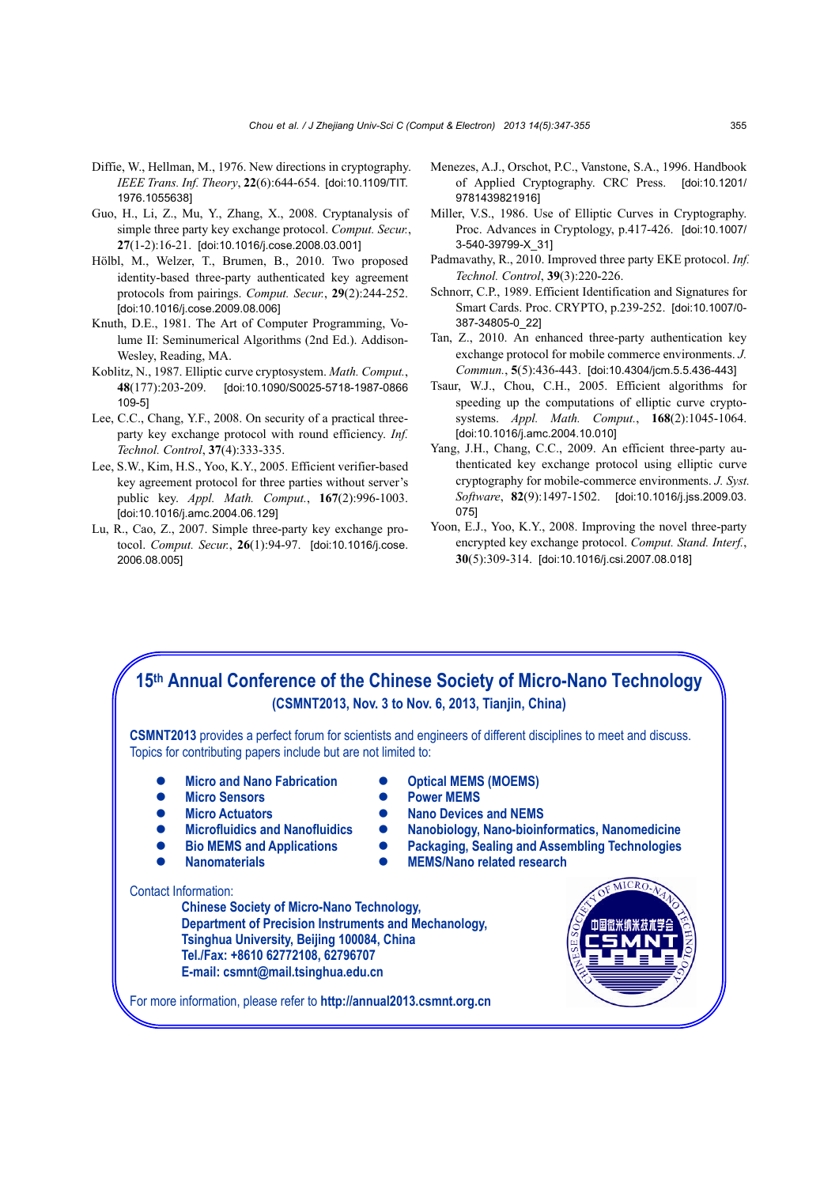Diffie, W., Hellman, M., 1976. New directions in cryptography. *IEEE Trans. Inf. Theory*, **22**(6):644-654. [doi:10.1109/TIT.1976.1055638]

Guo, H., Li, Z., Mu, Y., Zhang, X., 2008. Cryptanalysis of simple three party key exchange protocol. *Comput. Secur.*, **27**(1-2):16-21. [doi:10.1016/j.cose.2008.03.001]

Hölbl, M., Welzer, T., Brumen, B., 2010. Two proposed identity-based three-party authenticated key agreement protocols from pairings. *Comput. Secur.*, **29**(2):244-252. [doi:10.1016/j.cose.2009.08.006]

Knuth, D.E., 1981. The Art of Computer Programming, Volume II: Seminumerical Algorithms (2nd Ed.). Addison-Wesley, Reading, MA.

Koblitz, N., 1987. Elliptic curve cryptosystem. *Math. Comput.*, **48**(177):203-209. [doi:10.1090/S0025-5718-1987-0866109-5]

Lee, C.C., Chang, Y.F., 2008. On security of a practical three-party key exchange protocol with round efficiency. *Inf. Technol. Control*, **37**(4):333-335.

Lee, S.W., Kim, H.S., Yoo, K.Y., 2005. Efficient verifier-based key agreement protocol for three parties without server's public key. *Appl. Math. Comput.*, **167**(2):996-1003. [doi:10.1016/j.amc.2004.06.129]

Lu, R., Cao, Z., 2007. Simple three-party key exchange protocol. *Comput. Secur.*, **26**(1):94-97. [doi:10.1016/j.cose.2006.08.005]

Menezes, A.J., Orschot, P.C., Vanstone, S.A., 1996. Handbook of Applied Cryptography. CRC Press. [doi:10.1201/9781439821916]

Miller, V.S., 1986. Use of Elliptic Curves in Cryptography. Proc. Advances in Cryptology, p.417-426. [doi:10.1007/3-540-39799-X_31]

Padmavathy, R., 2010. Improved three party EKE protocol. *Inf. Technol. Control*, **39**(3):220-226.

Schnorr, C.P., 1989. Efficient Identification and Signatures for Smart Cards. Proc. CRYPTO, p.239-252. [doi:10.1007/0-387-34805-0_22]

Tan, Z., 2010. An enhanced three-party authentication key exchange protocol for mobile commerce environments. *J. Commun.*, **5**(5):436-443. [doi:10.4304/jcm.5.5.436-443]

Tsaur, W.J., Chou, C.H., 2005. Efficient algorithms for speeding up the computations of elliptic curve cryptosystems. *Appl. Math. Comput.*, **168**(2):1045-1064. [doi:10.1016/j.amc.2004.10.010]

Yang, J.H., Chang, C.C., 2009. An efficient three-party authenticated key exchange protocol using elliptic curve cryptography for mobile-commerce environments. *J. Syst. Software*, **82**(9):1497-1502. [doi:10.1016/j.jss.2009.03.075]

Yoon, E.J., Yoo, K.Y., 2008. Improving the novel three-party encrypted key exchange protocol. *Comput. Stand. Interf.*, **30**(5):309-314. [doi:10.1016/j.csi.2007.08.018]

## 15th Annual Conference of the Chinese Society of Micro-Nano Technology

**(CSMNT2013, Nov. 3 to Nov. 6, 2013, Tianjin, China)**

**CSMNT2013** provides a perfect forum for scientists and engineers of different disciplines to meet and discuss. Topics for contributing papers include but are not limited to:

- **Micro and Nano Fabrication**
- **Micro Sensors**
- **Micro Actuators**
- **Microfluidics and Nanofluidics**
- **Bio MEMS and Applications**
- **Nanomaterials**
- **Optical MEMS (MOEMS)**
- **Power MEMS**
- **Nano Devices and NEMS**
- **Nanobiology, Nano-bioinformatics, Nanomedicine**
- **Packaging, Sealing and Assembling Technologies**
- **MEMS/Nano related research**

Contact Information:

**Chinese Society of Micro-Nano Technology,**
**Department of Precision Instruments and Mechanology,**
**Tsinghua University, Beijing 100084, China**
**Tel./Fax: +8610 62772108, 62796707**
**E-mail: csmnt@mail.tsinghua.edu.cn**

For more information, please refer to **http://annual2013.csmnt.org.cn**